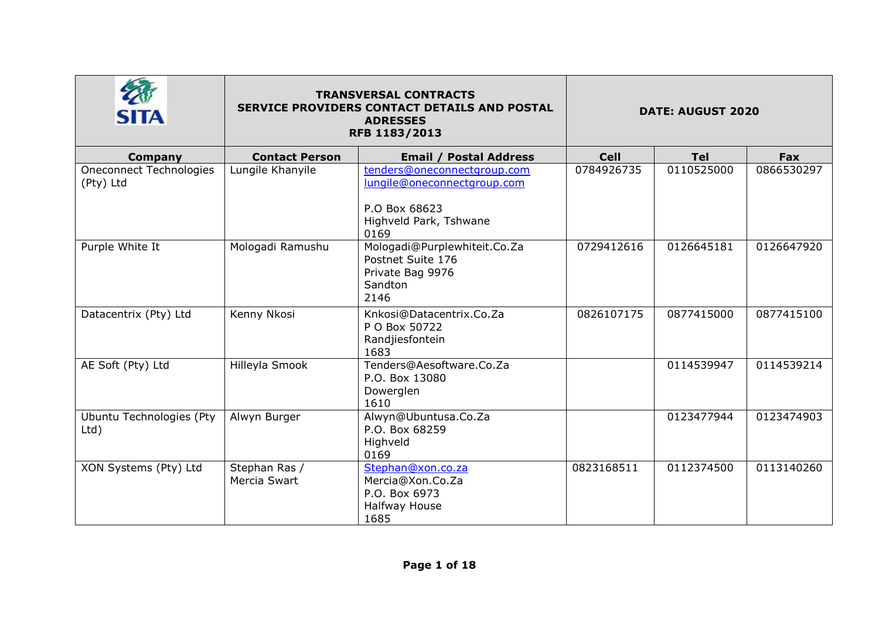| SITA | TRANSVERSAL CONTRACTS<br>SERVICE PROVIDERS CONTACT DETAILS AND POSTAL ADRESSES<br>RFB 1183/2013 | DATE: AUGUST 2020 | | | |
|---|---|---|---|---|---|
| **Company** | **Contact Person** | **Email / Postal Address** | **Cell** | **Tel** | **Fax** |
| Oneconnect Technologies (Pty) Ltd | Lungile Khanyile | tenders@oneconnectgroup.com<br>lungile@oneconnectgroup.com<br><br>P.O Box 68623<br>Highveld Park, Tshwane<br>0169 | 0784926735 | 0110525000 | 0866530297 |
| Purple White It | Mologadi Ramushu | Mologadi@Purplewhiteit.Co.Za<br>Postnet Suite 176<br>Private Bag 9976<br>Sandton<br>2146 | 0729412616 | 0126645181 | 0126647920 |
| Datacentrix (Pty) Ltd | Kenny Nkosi | Knkosi@Datacentrix.Co.Za<br>P O Box 50722<br>Randjiesfontein<br>1683 | 0826107175 | 0877415000 | 0877415100 |
| AE Soft (Pty) Ltd | Hilleyla Smook | Tenders@Aesoftware.Co.Za<br>P.O. Box 13080<br>Dowerglen<br>1610 | | 0114539947 | 0114539214 |
| Ubuntu Technologies (Pty Ltd) | Alwyn Burger | Alwyn@Ubuntusa.Co.Za<br>P.O. Box 68259<br>Highveld<br>0169 | | 0123477944 | 0123474903 |
| XON Systems (Pty) Ltd | Stephan Ras /<br>Mercia Swart | Stephan@xon.co.za<br>Mercia@Xon.Co.Za<br>P.O. Box 6973<br>Halfway House<br>1685 | 0823168511 | 0112374500 | 0113140260 |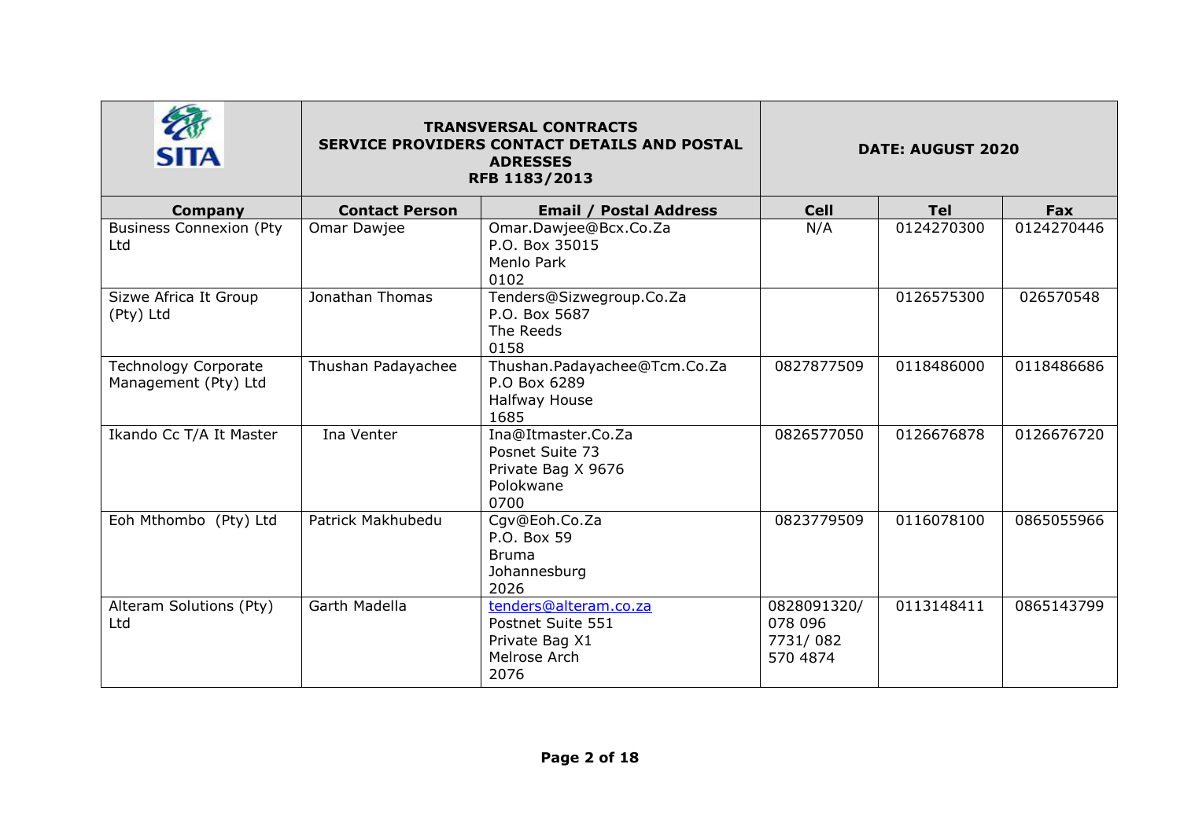| SITA | TRANSVERSAL CONTRACTS<br>SERVICE PROVIDERS CONTACT DETAILS AND POSTAL ADRESSES<br>RFB 1183/2013 | | DATE: AUGUST 2020 | | |
|---|---|---|---|---|---|
| **Company** | **Contact Person** | **Email / Postal Address** | **Cell** | **Tel** | **Fax** |
| Business Connexion (Pty Ltd | Omar Dawjee | Omar.Dawjee@Bcx.Co.Za<br>P.O. Box 35015<br>Menlo Park<br>0102 | N/A | 0124270300 | 0124270446 |
| Sizwe Africa It Group (Pty) Ltd | Jonathan Thomas | Tenders@Sizwegroup.Co.Za<br>P.O. Box 5687<br>The Reeds<br>0158 | | 0126575300 | 026570548 |
| Technology Corporate Management (Pty) Ltd | Thushan Padayachee | Thushan.Padayachee@Tcm.Co.Za<br>P.O Box 6289<br>Halfway House<br>1685 | 0827877509 | 0118486000 | 0118486686 |
| Ikando Cc T/A It Master | Ina Venter | Ina@Itmaster.Co.Za<br>Posnet Suite 73<br>Private Bag X 9676<br>Polokwane<br>0700 | 0826577050 | 0126676878 | 0126676720 |
| Eoh Mthombo (Pty) Ltd | Patrick Makhubedu | Cgv@Eoh.Co.Za<br>P.O. Box 59<br>Bruma<br>Johannesburg<br>2026 | 0823779509 | 0116078100 | 0865055966 |
| Alteram Solutions (Pty) Ltd | Garth Madella | tenders@alteram.co.za<br>Postnet Suite 551<br>Private Bag X1<br>Melrose Arch<br>2076 | 0828091320/ 078 096 7731/ 082 570 4874 | 0113148411 | 0865143799 |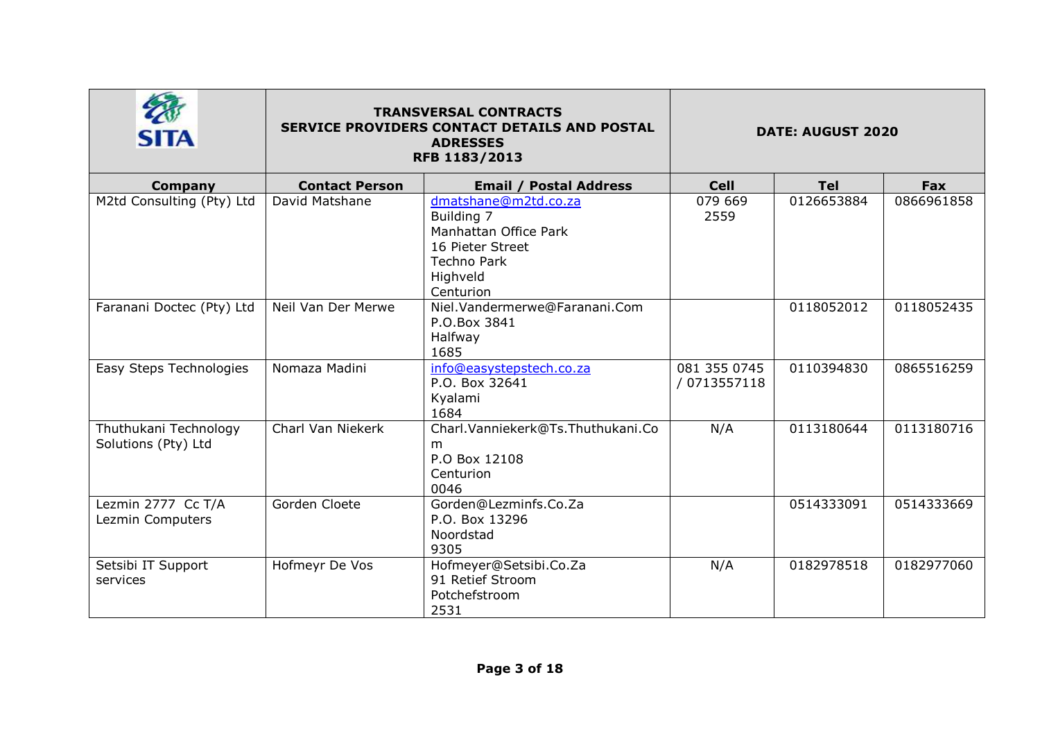| SITA | TRANSVERSAL CONTRACTS<br>SERVICE PROVIDERS CONTACT DETAILS AND POSTAL ADRESSES<br>RFB 1183/2013 | | DATE: AUGUST 2020 | | |
|---|---|---|---|---|---|
| **Company** | **Contact Person** | **Email / Postal Address** | **Cell** | **Tel** | **Fax** |
| M2td Consulting (Pty) Ltd | David Matshane | dmatshane@m2td.co.za<br>Building 7<br>Manhattan Office Park<br>16 Pieter Street<br>Techno Park<br>Highveld<br>Centurion | 079 669 2559 | 0126653884 | 0866961858 |
| Faranani Doctec (Pty) Ltd | Neil Van Der Merwe | Niel.Vandermerwe@Faranani.Com<br>P.O.Box 3841<br>Halfway<br>1685 | | 0118052012 | 0118052435 |
| Easy Steps Technologies | Nomaza Madini | info@easystepstech.co.za<br>P.O. Box 32641<br>Kyalami<br>1684 | 081 355 0745 / 0713557118 | 0110394830 | 0865516259 |
| Thuthukani Technology Solutions (Pty) Ltd | Charl Van Niekerk | Charl.Vanniekerk@Ts.Thuthukani.Com<br>P.O Box 12108<br>Centurion<br>0046 | N/A | 0113180644 | 0113180716 |
| Lezmin 2777 Cc T/A Lezmin Computers | Gorden Cloete | Gorden@Lezminfs.Co.Za<br>P.O. Box 13296<br>Noordstad<br>9305 | | 0514333091 | 0514333669 |
| Setsibi IT Support services | Hofmeyr De Vos | Hofmeyer@Setsibi.Co.Za<br>91 Retief Stroom<br>Potchefstroom<br>2531 | N/A | 0182978518 | 0182977060 |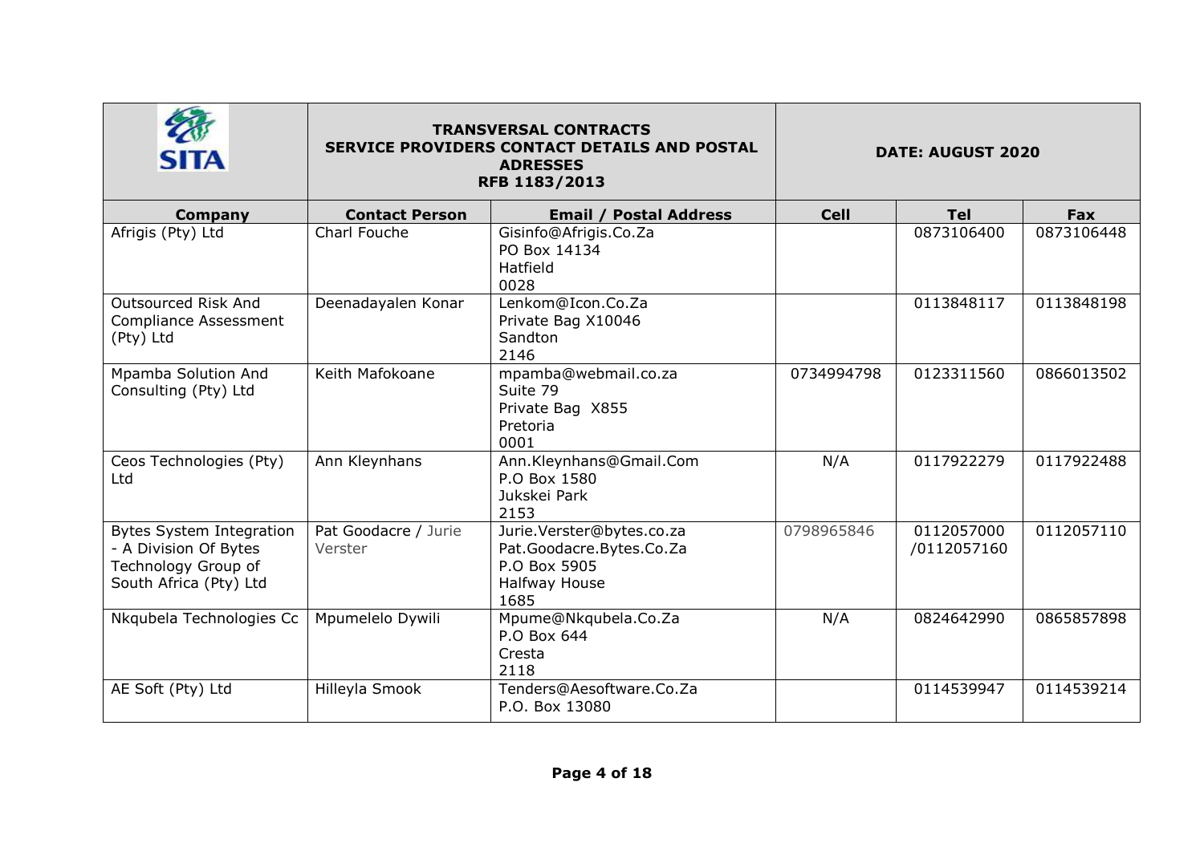| SITA | TRANSVERSAL CONTRACTS SERVICE PROVIDERS CONTACT DETAILS AND POSTAL ADRESSES RFB 1183/2013 | | DATE: AUGUST 2020 | | |
|---|---|---|---|---|---|
| **Company** | **Contact Person** | **Email / Postal Address** | **Cell** | **Tel** | **Fax** |
| Afrigis (Pty) Ltd | Charl Fouche | Gisinfo@Afrigis.Co.Za<br>PO Box 14134<br>Hatfield<br>0028 | | 0873106400 | 0873106448 |
| Outsourced Risk And Compliance Assessment (Pty) Ltd | Deenadayalen Konar | Lenkom@Icon.Co.Za<br>Private Bag X10046<br>Sandton<br>2146 | | 0113848117 | 0113848198 |
| Mpamba Solution And Consulting (Pty) Ltd | Keith Mafokoane | mpamba@webmail.co.za<br>Suite 79<br>Private Bag X855<br>Pretoria<br>0001 | 0734994798 | 0123311560 | 0866013502 |
| Ceos Technologies (Pty) Ltd | Ann Kleynhans | Ann.Kleynhans@Gmail.Com<br>P.O Box 1580<br>Jukskei Park<br>2153 | N/A | 0117922279 | 0117922488 |
| Bytes System Integration - A Division Of Bytes Technology Group of South Africa (Pty) Ltd | Pat Goodacre / Jurie Verster | Jurie.Verster@bytes.co.za<br>Pat.Goodacre.Bytes.Co.Za<br>P.O Box 5905<br>Halfway House<br>1685 | 0798965846 | 0112057000 /0112057160 | 0112057110 |
| Nkqubela Technologies Cc | Mpumelelo Dywili | Mpume@Nkqubela.Co.Za<br>P.O Box 644<br>Cresta<br>2118 | N/A | 0824642990 | 0865857898 |
| AE Soft (Pty) Ltd | Hilleyla Smook | Tenders@Aesoftware.Co.Za<br>P.O. Box 13080 | | 0114539947 | 0114539214 |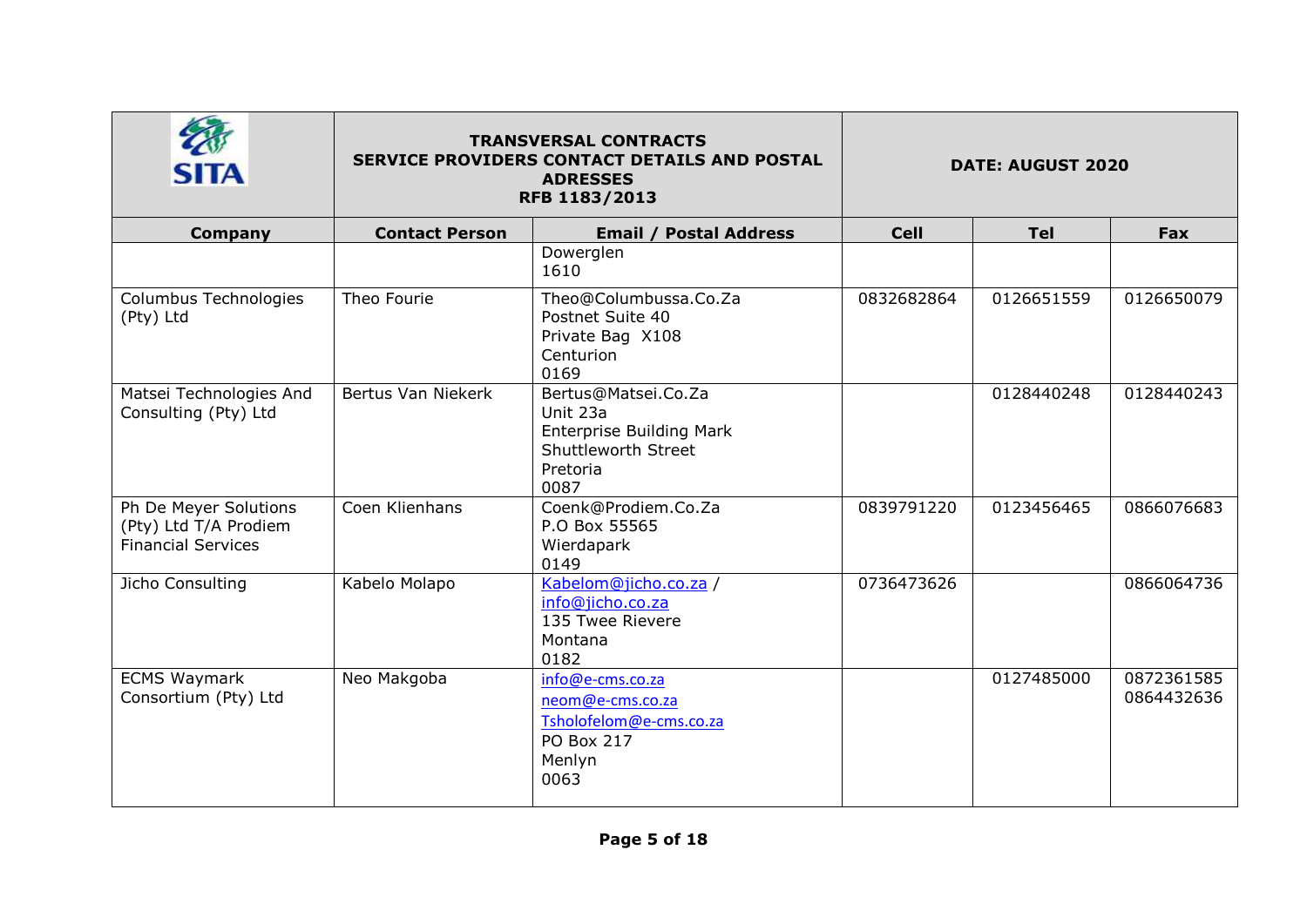| SITA | TRANSVERSAL CONTRACTS<br>SERVICE PROVIDERS CONTACT DETAILS AND POSTAL ADRESSES<br>RFB 1183/2013 | | DATE: AUGUST 2020 | | |
|---|---|---|---|---|---|
| **Company** | **Contact Person** | **Email / Postal Address** | **Cell** | **Tel** | **Fax** |
| | | Dowerglen<br>1610 | | | |
| Columbus Technologies (Pty) Ltd | Theo Fourie | Theo@Columbussa.Co.Za<br>Postnet Suite 40<br>Private Bag X108<br>Centurion<br>0169 | 0832682864 | 0126651559 | 0126650079 |
| Matsei Technologies And Consulting (Pty) Ltd | Bertus Van Niekerk | Bertus@Matsei.Co.Za<br>Unit 23a<br>Enterprise Building Mark<br>Shuttleworth Street<br>Pretoria<br>0087 | | 0128440248 | 0128440243 |
| Ph De Meyer Solutions (Pty) Ltd T/A Prodiem Financial Services | Coen Klienhans | Coenk@Prodiem.Co.Za<br>P.O Box 55565<br>Wierdapark<br>0149 | 0839791220 | 0123456465 | 0866076683 |
| Jicho Consulting | Kabelo Molapo | Kabelom@jicho.co.za /<br>info@jicho.co.za<br>135 Twee Rievere<br>Montana<br>0182 | 0736473626 | | 0866064736 |
| ECMS Waymark Consortium (Pty) Ltd | Neo Makgoba | info@e-cms.co.za<br>neom@e-cms.co.za<br>Tsholofelom@e-cms.co.za<br>PO Box 217<br>Menlyn<br>0063 | | 0127485000 | 0872361585<br>0864432636 |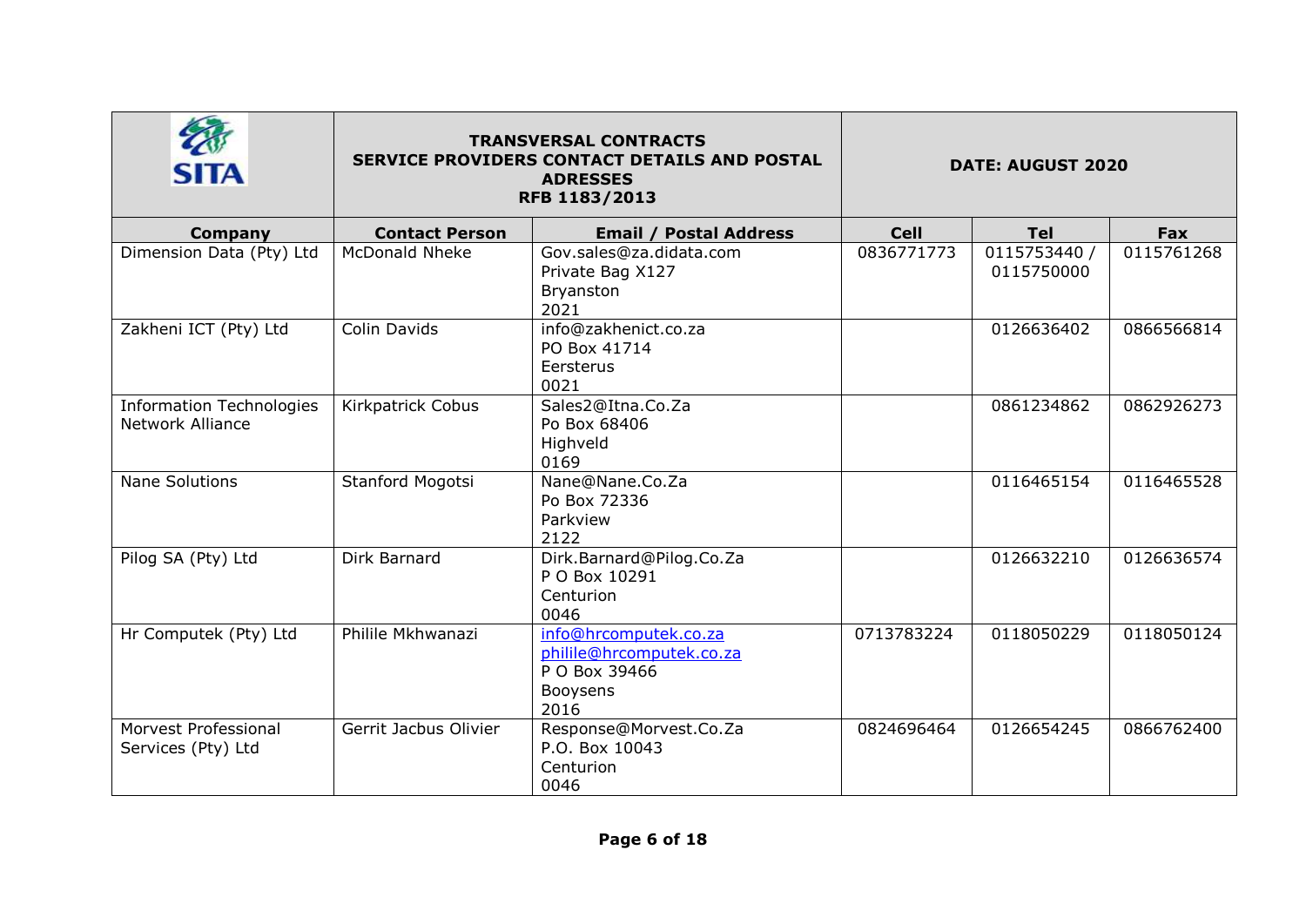| SITA | TRANSVERSAL CONTRACTS<br>SERVICE PROVIDERS CONTACT DETAILS AND POSTAL ADRESSES<br>RFB 1183/2013 | | DATE: AUGUST 2020 | | |
|---|---|---|---|---|---|
| **Company** | **Contact Person** | **Email / Postal Address** | **Cell** | **Tel** | **Fax** |
| Dimension Data (Pty) Ltd | McDonald Nheke | Gov.sales@za.didata.com<br>Private Bag X127<br>Bryanston<br>2021 | 0836771773 | 0115753440 / 0115750000 | 0115761268 |
| Zakheni ICT (Pty) Ltd | Colin Davids | info@zakhenict.co.za<br>PO Box 41714<br>Eersterus<br>0021 | | 0126636402 | 0866566814 |
| Information Technologies Network Alliance | Kirkpatrick Cobus | Sales2@Itna.Co.Za<br>Po Box 68406<br>Highveld<br>0169 | | 0861234862 | 0862926273 |
| Nane Solutions | Stanford Mogotsi | Nane@Nane.Co.Za<br>Po Box 72336<br>Parkview<br>2122 | | 0116465154 | 0116465528 |
| Pilog SA (Pty) Ltd | Dirk Barnard | Dirk.Barnard@Pilog.Co.Za<br>P O Box 10291<br>Centurion<br>0046 | | 0126632210 | 0126636574 |
| Hr Computek (Pty) Ltd | Philile Mkhwanazi | info@hrcomputek.co.za<br>philile@hrcomputek.co.za<br>P O Box 39466<br>Booysens<br>2016 | 0713783224 | 0118050229 | 0118050124 |
| Morvest Professional Services (Pty) Ltd | Gerrit Jacbus Olivier | Response@Morvest.Co.Za<br>P.O. Box 10043<br>Centurion<br>0046 | 0824696464 | 0126654245 | 0866762400 |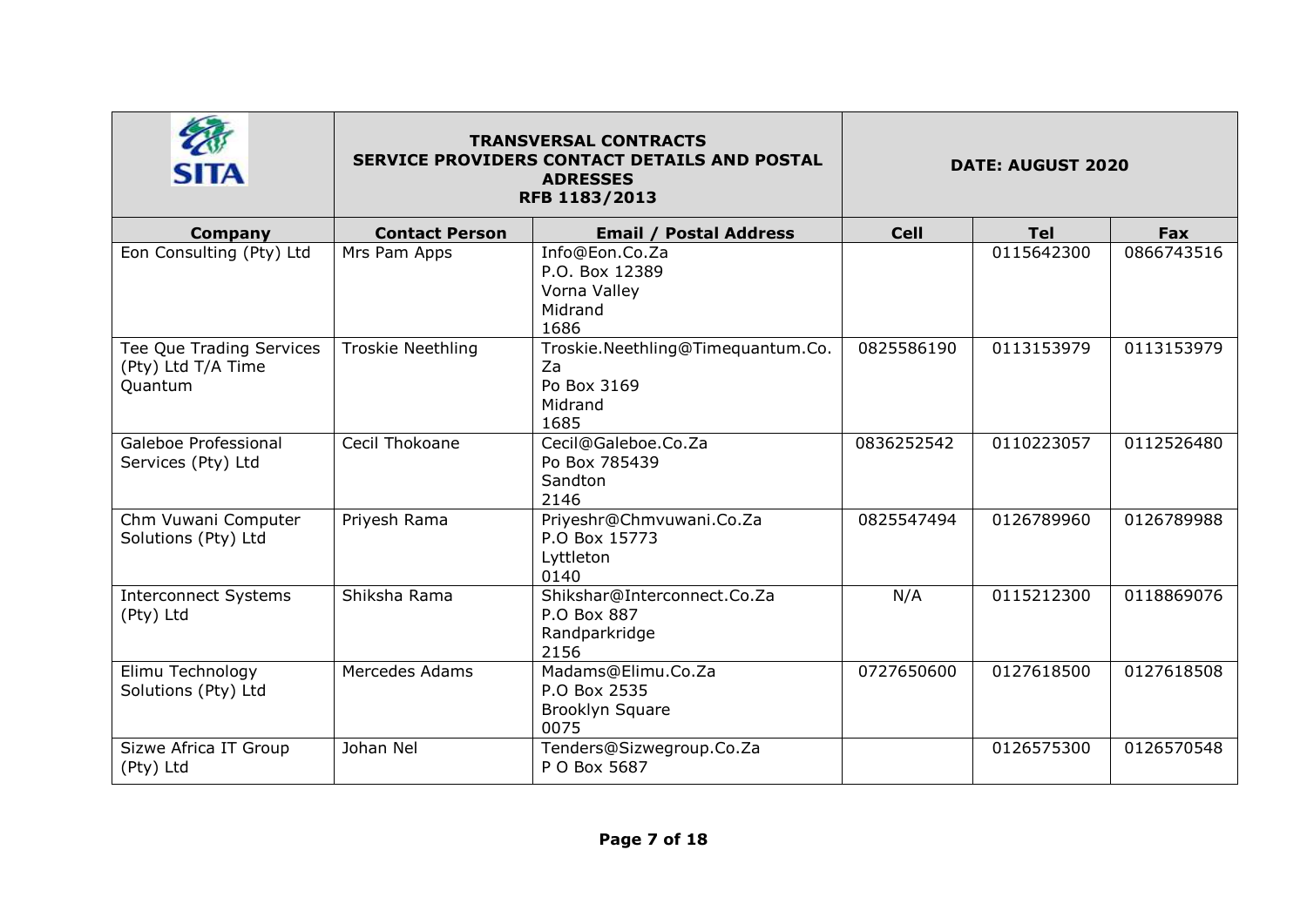| SITA | TRANSVERSAL CONTRACTS<br>SERVICE PROVIDERS CONTACT DETAILS AND POSTAL ADRESSES<br>RFB 1183/2013 | | DATE: AUGUST 2020 | | |
|---|---|---|---|---|---|
| **Company** | **Contact Person** | **Email / Postal Address** | **Cell** | **Tel** | **Fax** |
| Eon Consulting (Pty) Ltd | Mrs Pam Apps | Info@Eon.Co.Za<br>P.O. Box 12389<br>Vorna Valley<br>Midrand<br>1686 | | 0115642300 | 0866743516 |
| Tee Que Trading Services (Pty) Ltd T/A Time Quantum | Troskie Neethling | Troskie.Neethling@Timequantum.Co.Za<br>Po Box 3169<br>Midrand<br>1685 | 0825586190 | 0113153979 | 0113153979 |
| Galeboe Professional Services (Pty) Ltd | Cecil Thokoane | Cecil@Galeboe.Co.Za<br>Po Box 785439<br>Sandton<br>2146 | 0836252542 | 0110223057 | 0112526480 |
| Chm Vuwani Computer Solutions (Pty) Ltd | Priyesh Rama | Priyeshr@Chmvuwani.Co.Za<br>P.O Box 15773<br>Lyttleton<br>0140 | 0825547494 | 0126789960 | 0126789988 |
| Interconnect Systems (Pty) Ltd | Shiksha Rama | Shikshar@Interconnect.Co.Za<br>P.O Box 887<br>Randparkridge<br>2156 | N/A | 0115212300 | 0118869076 |
| Elimu Technology Solutions (Pty) Ltd | Mercedes Adams | Madams@Elimu.Co.Za<br>P.O Box 2535<br>Brooklyn Square<br>0075 | 0727650600 | 0127618500 | 0127618508 |
| Sizwe Africa IT Group (Pty) Ltd | Johan Nel | Tenders@Sizwegroup.Co.Za<br>P O Box 5687 | | 0126575300 | 0126570548 |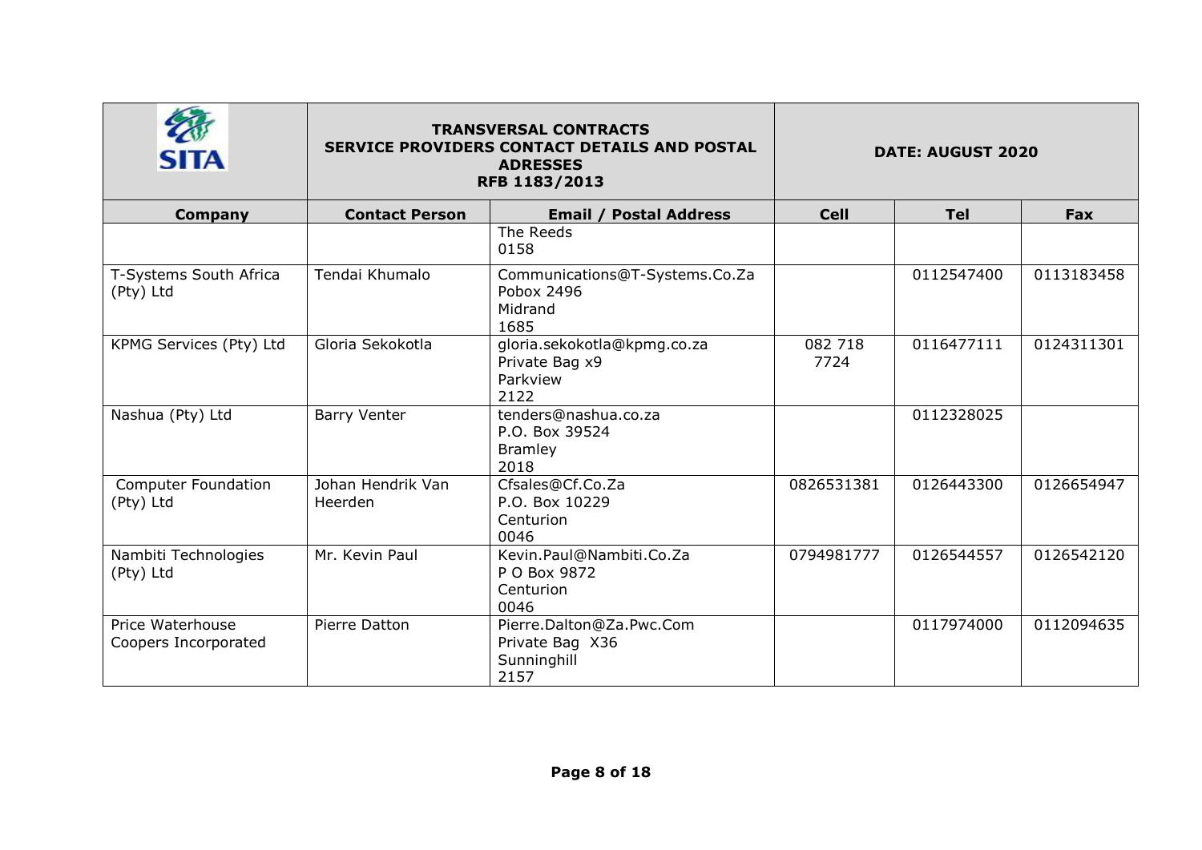| SITA | TRANSVERSAL CONTRACTS<br>SERVICE PROVIDERS CONTACT DETAILS AND POSTAL ADRESSES<br>RFB 1183/2013 | | DATE: AUGUST 2020 | | |
|---|---|---|---|---|---|
| **Company** | **Contact Person** | **Email / Postal Address** | **Cell** | **Tel** | **Fax** |
| | | The Reeds<br>0158 | | | |
| T-Systems South Africa (Pty) Ltd | Tendai Khumalo | Communications@T-Systems.Co.Za<br>Pobox 2496<br>Midrand<br>1685 | | 0112547400 | 0113183458 |
| KPMG Services (Pty) Ltd | Gloria Sekokotla | gloria.sekokotla@kpmg.co.za<br>Private Bag x9<br>Parkview<br>2122 | 082 718 7724 | 0116477111 | 0124311301 |
| Nashua (Pty) Ltd | Barry Venter | tenders@nashua.co.za<br>P.O. Box 39524<br>Bramley<br>2018 | | 0112328025 | |
| Computer Foundation (Pty) Ltd | Johan Hendrik Van Heerden | Cfsales@Cf.Co.Za<br>P.O. Box 10229<br>Centurion<br>0046 | 0826531381 | 0126443300 | 0126654947 |
| Nambiti Technologies (Pty) Ltd | Mr. Kevin Paul | Kevin.Paul@Nambiti.Co.Za<br>P O Box 9872<br>Centurion<br>0046 | 0794981777 | 0126544557 | 0126542120 |
| Price Waterhouse Coopers Incorporated | Pierre Datton | Pierre.Dalton@Za.Pwc.Com<br>Private Bag X36<br>Sunninghill<br>2157 | | 0117974000 | 0112094635 |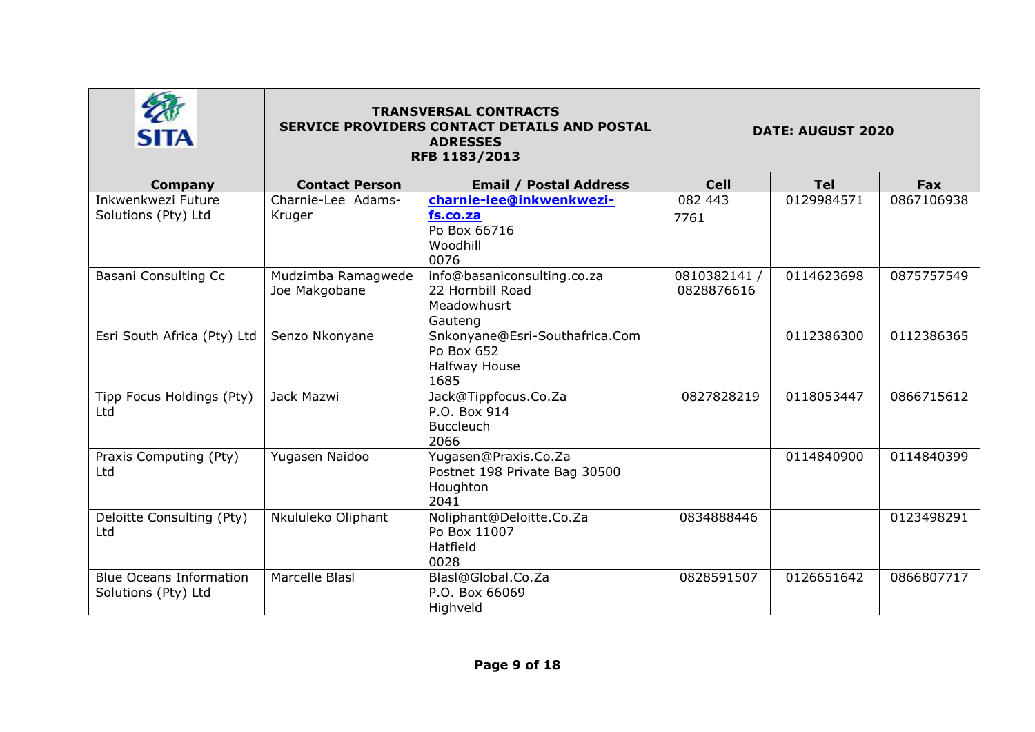| SITA | TRANSVERSAL CONTRACTS<br>SERVICE PROVIDERS CONTACT DETAILS AND POSTAL ADRESSES<br>RFB 1183/2013 | | DATE: AUGUST 2020 | | |
|---|---|---|---|---|---|
| **Company** | **Contact Person** | **Email / Postal Address** | **Cell** | **Tel** | **Fax** |
| Inkwenkwezi Future Solutions (Pty) Ltd | Charnie-Lee Adams-Kruger | **charnie-lee@inkwenkwezi-fs.co.za**<br>Po Box 66716<br>Woodhill<br>0076 | 082 443 7761 | 0129984571 | 0867106938 |
| Basani Consulting Cc | Mudzimba Ramagwede<br>Joe Makgobane | info@basaniconsulting.co.za<br>22 Hornbill Road<br>Meadowhusrt<br>Gauteng | 0810382141 / 0828876616 | 0114623698 | 0875757549 |
| Esri South Africa (Pty) Ltd | Senzo Nkonyane | Snkonyane@Esri-Southafrica.Com<br>Po Box 652<br>Halfway House<br>1685 | | 0112386300 | 0112386365 |
| Tipp Focus Holdings (Pty) Ltd | Jack Mazwi | Jack@Tippfocus.Co.Za<br>P.O. Box 914<br>Buccleuch<br>2066 | 0827828219 | 0118053447 | 0866715612 |
| Praxis Computing (Pty) Ltd | Yugasen Naidoo | Yugasen@Praxis.Co.Za<br>Postnet 198 Private Bag 30500<br>Houghton<br>2041 | | 0114840900 | 0114840399 |
| Deloitte Consulting (Pty) Ltd | Nkululeko Oliphant | Noliphant@Deloitte.Co.Za<br>Po Box 11007<br>Hatfield<br>0028 | 0834888446 | | 0123498291 |
| Blue Oceans Information Solutions (Pty) Ltd | Marcelle Blasl | Blasl@Global.Co.Za<br>P.O. Box 66069<br>Highveld | 0828591507 | 0126651642 | 0866807717 |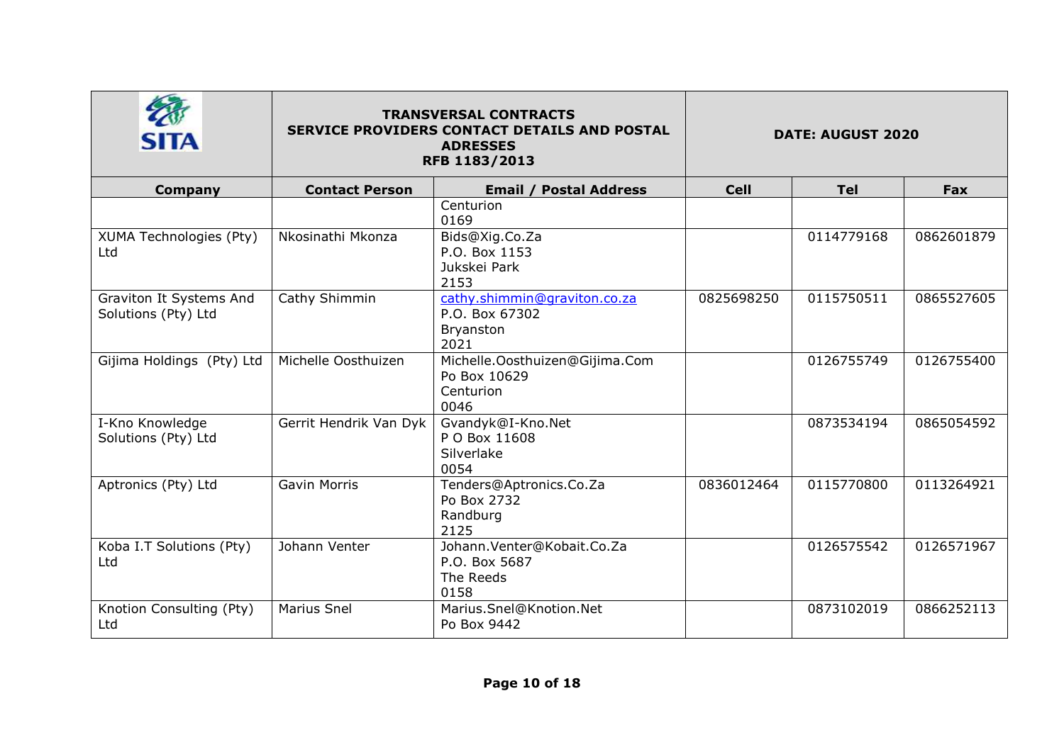| | **TRANSVERSAL CONTRACTS SERVICE PROVIDERS CONTACT DETAILS AND POSTAL ADRESSES RFB 1183/2013** | | **DATE: AUGUST 2020** | | |
|---|---|---|---|---|---|
| **Company** | **Contact Person** | **Email / Postal Address** | **Cell** | **Tel** | **Fax** |
| | | Centurion<br>0169 | | | |
| XUMA Technologies (Pty) Ltd | Nkosinathi Mkonza | Bids@Xig.Co.Za<br>P.O. Box 1153<br>Jukskei Park<br>2153 | | 0114779168 | 0862601879 |
| Graviton It Systems And Solutions (Pty) Ltd | Cathy Shimmin | cathy.shimmin@graviton.co.za<br>P.O. Box 67302<br>Bryanston<br>2021 | 0825698250 | 0115750511 | 0865527605 |
| Gijima Holdings (Pty) Ltd | Michelle Oosthuizen | Michelle.Oosthuizen@Gijima.Com<br>Po Box 10629<br>Centurion<br>0046 | | 0126755749 | 0126755400 |
| I-Kno Knowledge Solutions (Pty) Ltd | Gerrit Hendrik Van Dyk | Gvandyk@I-Kno.Net<br>P O Box 11608<br>Silverlake<br>0054 | | 0873534194 | 0865054592 |
| Aptronics (Pty) Ltd | Gavin Morris | Tenders@Aptronics.Co.Za<br>Po Box 2732<br>Randburg<br>2125 | 0836012464 | 0115770800 | 0113264921 |
| Koba I.T Solutions (Pty) Ltd | Johann Venter | Johann.Venter@Kobait.Co.Za<br>P.O. Box 5687<br>The Reeds<br>0158 | | 0126575542 | 0126571967 |
| Knotion Consulting (Pty) Ltd | Marius Snel | Marius.Snel@Knotion.Net<br>Po Box 9442 | | 0873102019 | 0866252113 |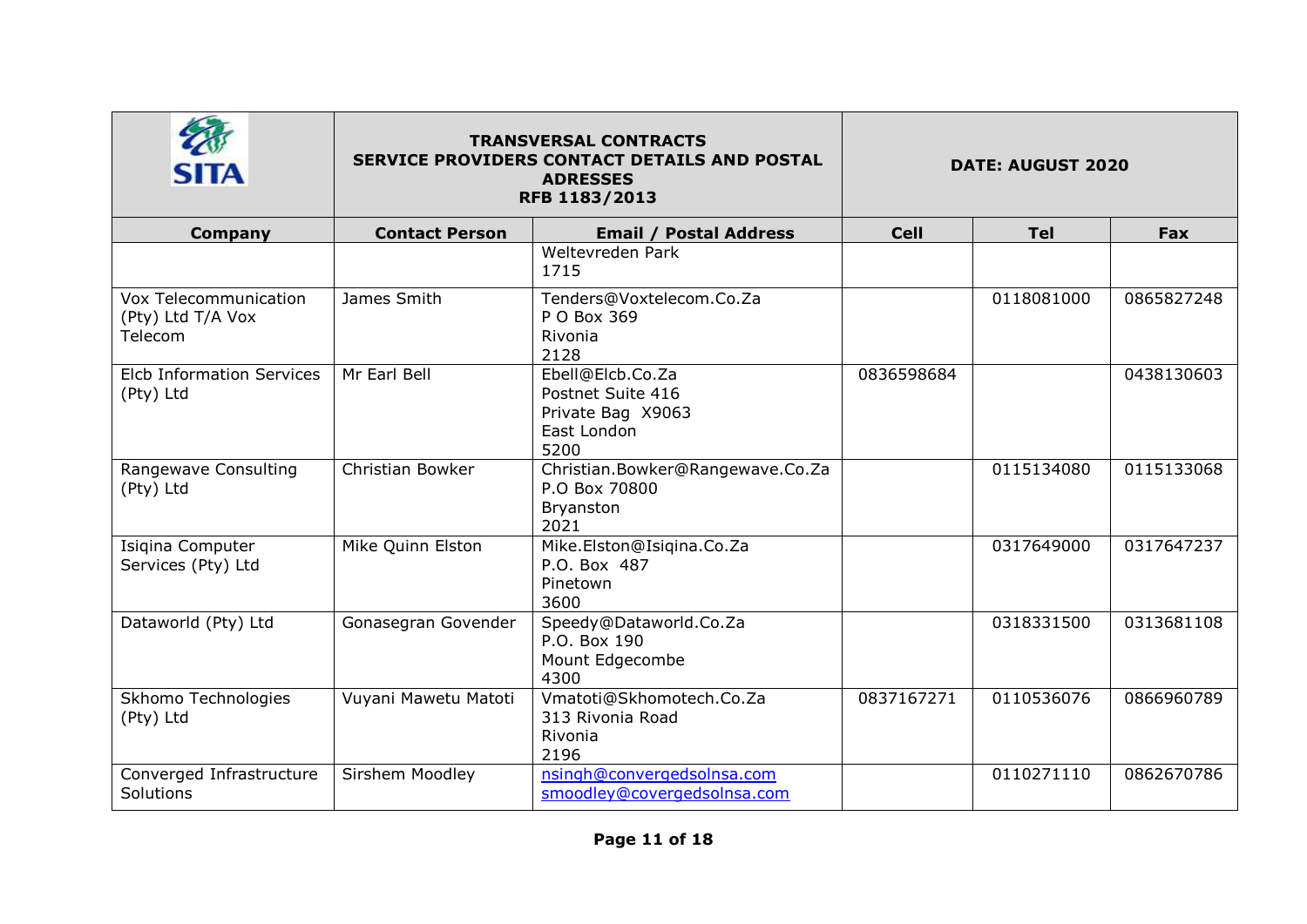| SITA | TRANSVERSAL CONTRACTS<br>SERVICE PROVIDERS CONTACT DETAILS AND POSTAL ADRESSES<br>RFB 1183/2013 | | DATE: AUGUST 2020 | | |
|---|---|---|---|---|---|
| **Company** | **Contact Person** | **Email / Postal Address** | **Cell** | **Tel** | **Fax** |
| | | Weltevreden Park<br>1715 | | | |
| Vox Telecommunication (Pty) Ltd T/A Vox Telecom | James Smith | Tenders@Voxtelecom.Co.Za<br>P O Box 369<br>Rivonia<br>2128 | | 0118081000 | 0865827248 |
| Elcb Information Services (Pty) Ltd | Mr Earl Bell | Ebell@Elcb.Co.Za<br>Postnet Suite 416<br>Private Bag X9063<br>East London<br>5200 | 0836598684 | | 0438130603 |
| Rangewave Consulting (Pty) Ltd | Christian Bowker | Christian.Bowker@Rangewave.Co.Za<br>P.O Box 70800<br>Bryanston<br>2021 | | 0115134080 | 0115133068 |
| Isiqina Computer Services (Pty) Ltd | Mike Quinn Elston | Mike.Elston@Isiqina.Co.Za<br>P.O. Box 487<br>Pinetown<br>3600 | | 0317649000 | 0317647237 |
| Dataworld (Pty) Ltd | Gonasegran Govender | Speedy@Dataworld.Co.Za<br>P.O. Box 190<br>Mount Edgecombe<br>4300 | | 0318331500 | 0313681108 |
| Skhomo Technologies (Pty) Ltd | Vuyani Mawetu Matoti | Vmatoti@Skhomotech.Co.Za<br>313 Rivonia Road<br>Rivonia<br>2196 | 0837167271 | 0110536076 | 0866960789 |
| Converged Infrastructure Solutions | Sirshem Moodley | nsingh@convergedsolnsa.com<br>smoodley@covergedsolnsa.com | | 0110271110 | 0862670786 |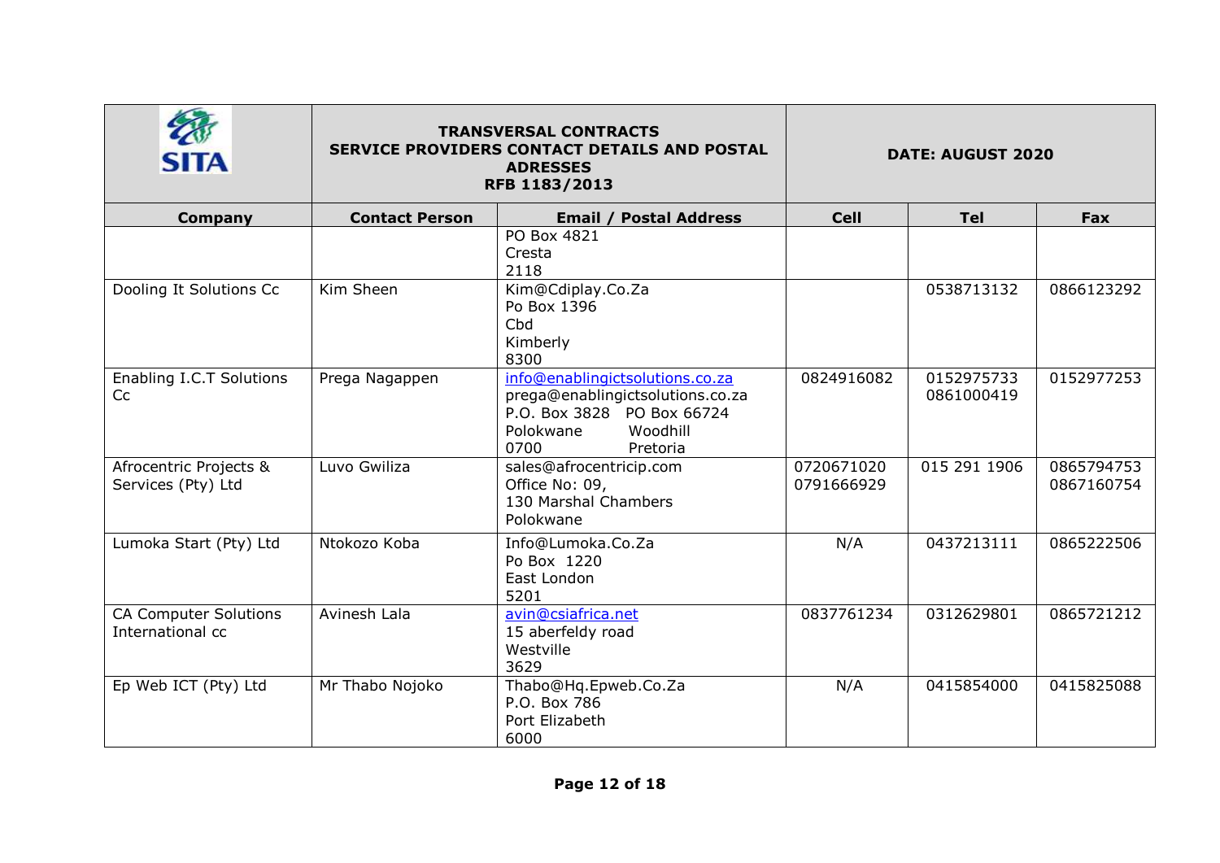| SITA | TRANSVERSAL CONTRACTS<br>SERVICE PROVIDERS CONTACT DETAILS AND POSTAL ADRESSES<br>RFB 1183/2013 | | DATE: AUGUST 2020 | | |
|---|---|---|---|---|---|
| **Company** | **Contact Person** | **Email / Postal Address** | **Cell** | **Tel** | **Fax** |
| | | PO Box 4821<br>Cresta<br>2118 | | | |
| Dooling It Solutions Cc | Kim Sheen | Kim@Cdiplay.Co.Za<br>Po Box 1396<br>Cbd<br>Kimberly<br>8300 | | 0538713132 | 0866123292 |
| Enabling I.C.T Solutions Cc | Prega Nagappen | info@enablingictsolutions.co.za<br>prega@enablingictsolutions.co.za<br>P.O. Box 3828 PO Box 66724<br>Polokwane Woodhill<br>0700 Pretoria | 0824916082 | 0152975733<br>0861000419 | 0152977253 |
| Afrocentric Projects & Services (Pty) Ltd | Luvo Gwiliza | sales@afrocentricip.com<br>Office No: 09,<br>130 Marshal Chambers<br>Polokwane | 0720671020<br>0791666929 | 015 291 1906 | 0865794753<br>0867160754 |
| Lumoka Start (Pty) Ltd | Ntokozo Koba | Info@Lumoka.Co.Za<br>Po Box 1220<br>East London<br>5201 | N/A | 0437213111 | 0865222506 |
| CA Computer Solutions International cc | Avinesh Lala | avin@csiafrica.net<br>15 aberfeldy road<br>Westville<br>3629 | 0837761234 | 0312629801 | 0865721212 |
| Ep Web ICT (Pty) Ltd | Mr Thabo Nojoko | Thabo@Hq.Epweb.Co.Za<br>P.O. Box 786<br>Port Elizabeth<br>6000 | N/A | 0415854000 | 0415825088 |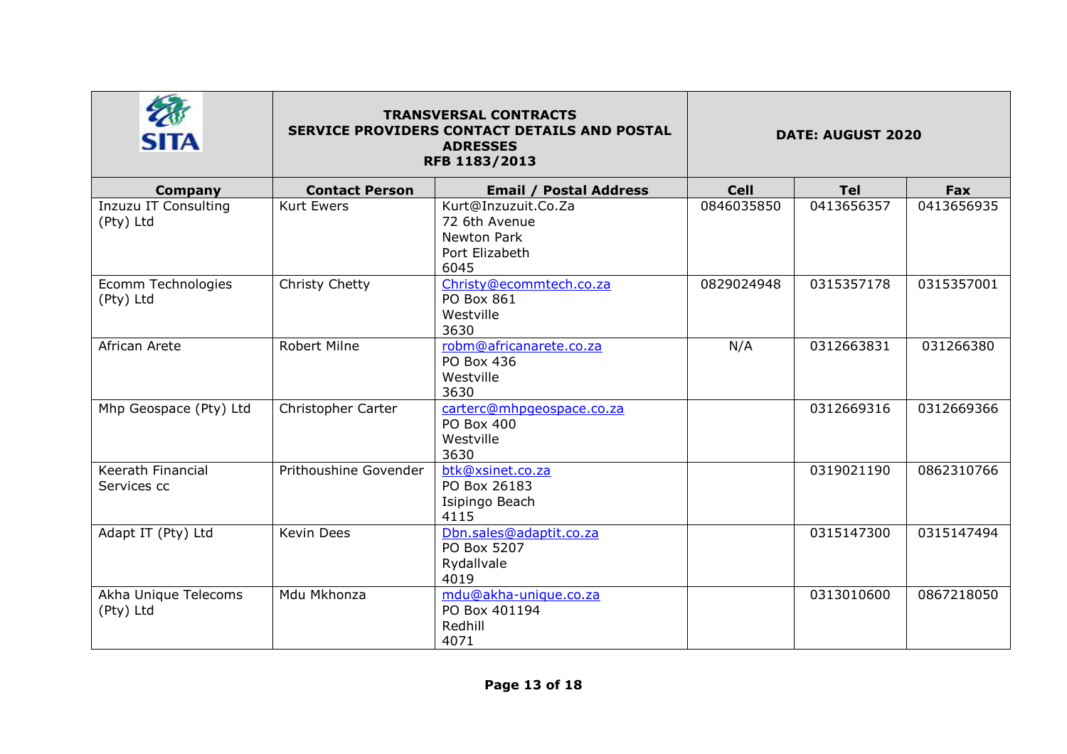| SITA | TRANSVERSAL CONTRACTS<br>SERVICE PROVIDERS CONTACT DETAILS AND POSTAL ADRESSES<br>RFB 1183/2013 | DATE: AUGUST 2020 | | |
|---|---|---|---|---|
| **Company** | **Contact Person** | **Email / Postal Address** | **Cell** | **Tel** | **Fax** |

| Company | Contact Person | Email / Postal Address | Cell | Tel | Fax |
|---|---|---|---|---|---|
| Inzuzu IT Consulting (Pty) Ltd | Kurt Ewers | Kurt@Inzuzuit.Co.Za<br>72 6th Avenue<br>Newton Park<br>Port Elizabeth<br>6045 | 0846035850 | 0413656357 | 0413656935 |
| Ecomm Technologies (Pty) Ltd | Christy Chetty | Christy@ecommtech.co.za<br>PO Box 861<br>Westville<br>3630 | 0829024948 | 0315357178 | 0315357001 |
| African Arete | Robert Milne | robm@africanarete.co.za<br>PO Box 436<br>Westville<br>3630 | N/A | 0312663831 | 031266380 |
| Mhp Geospace (Pty) Ltd | Christopher Carter | carterc@mhpgeospace.co.za<br>PO Box 400<br>Westville<br>3630 | | 0312669316 | 0312669366 |
| Keerath Financial Services cc | Prithoushine Govender | btk@xsinet.co.za<br>PO Box 26183<br>Isipingo Beach<br>4115 | | 0319021190 | 0862310766 |
| Adapt IT (Pty) Ltd | Kevin Dees | Dbn.sales@adaptit.co.za<br>PO Box 5207<br>Rydallvale<br>4019 | | 0315147300 | 0315147494 |
| Akha Unique Telecoms (Pty) Ltd | Mdu Mkhonza | mdu@akha-unique.co.za<br>PO Box 401194<br>Redhill<br>4071 | | 0313010600 | 0867218050 |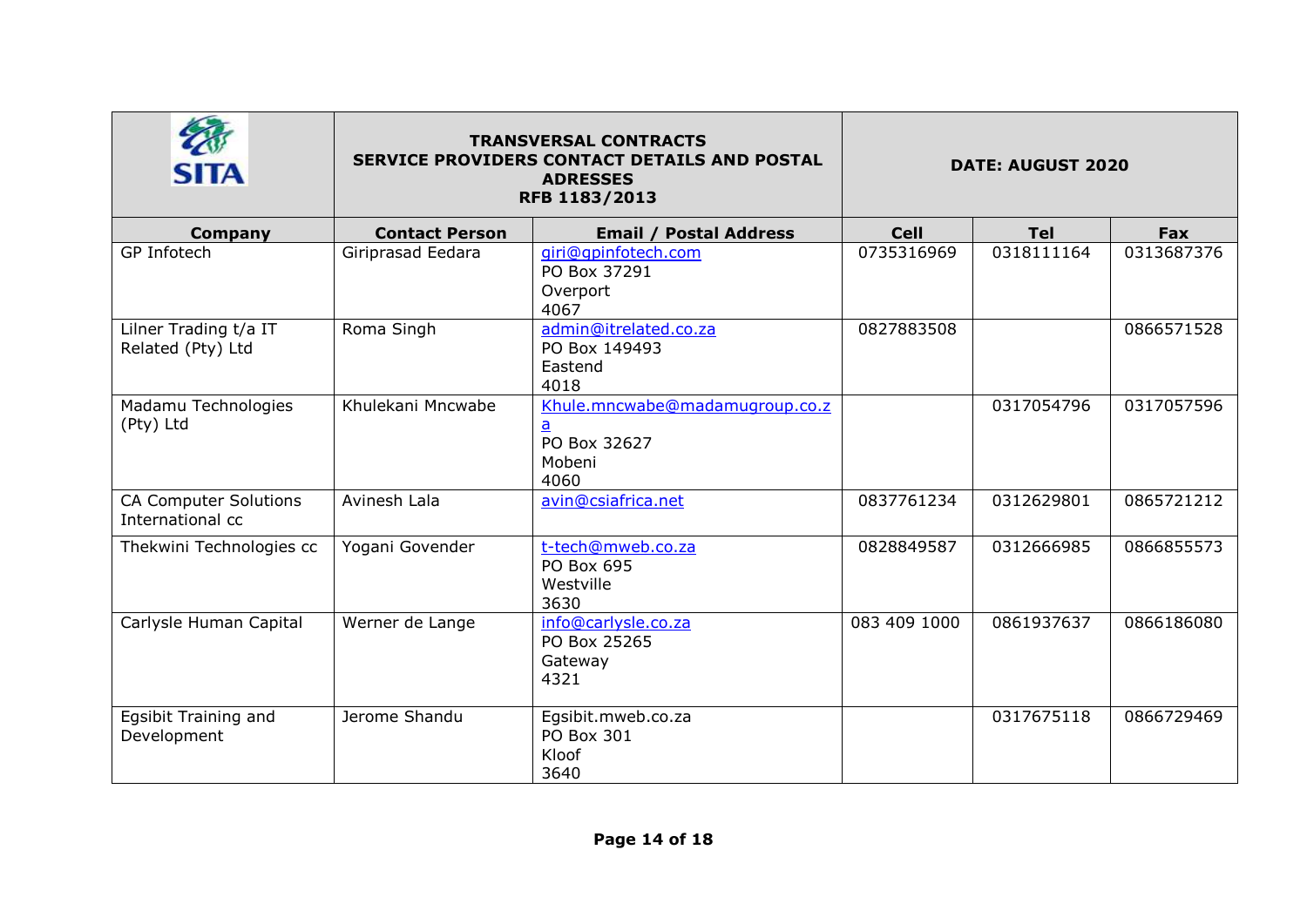| SITA | TRANSVERSAL CONTRACTS<br>SERVICE PROVIDERS CONTACT DETAILS AND POSTAL ADRESSES<br>RFB 1183/2013 | | DATE: AUGUST 2020 | | |
|---|---|---|---|---|---|
| **Company** | **Contact Person** | **Email / Postal Address** | **Cell** | **Tel** | **Fax** |
| GP Infotech | Giriprasad Eedara | giri@gpinfotech.com<br>PO Box 37291<br>Overport<br>4067 | 0735316969 | 0318111164 | 0313687376 |
| Lilner Trading t/a IT Related (Pty) Ltd | Roma Singh | admin@itrelated.co.za<br>PO Box 149493<br>Eastend<br>4018 | 0827883508 | | 0866571528 |
| Madamu Technologies (Pty) Ltd | Khulekani Mncwabe | Khule.mncwabe@madamugroup.co.za<br>PO Box 32627<br>Mobeni<br>4060 | | 0317054796 | 0317057596 |
| CA Computer Solutions International cc | Avinesh Lala | avin@csiafrica.net | 0837761234 | 0312629801 | 0865721212 |
| Thekwini Technologies cc | Yogani Govender | t-tech@mweb.co.za<br>PO Box 695<br>Westville<br>3630 | 0828849587 | 0312666985 | 0866855573 |
| Carlysle Human Capital | Werner de Lange | info@carlysle.co.za<br>PO Box 25265<br>Gateway<br>4321 | 083 409 1000 | 0861937637 | 0866186080 |
| Egsibit Training and Development | Jerome Shandu | Egsibit.mweb.co.za<br>PO Box 301<br>Kloof<br>3640 | | 0317675118 | 0866729469 |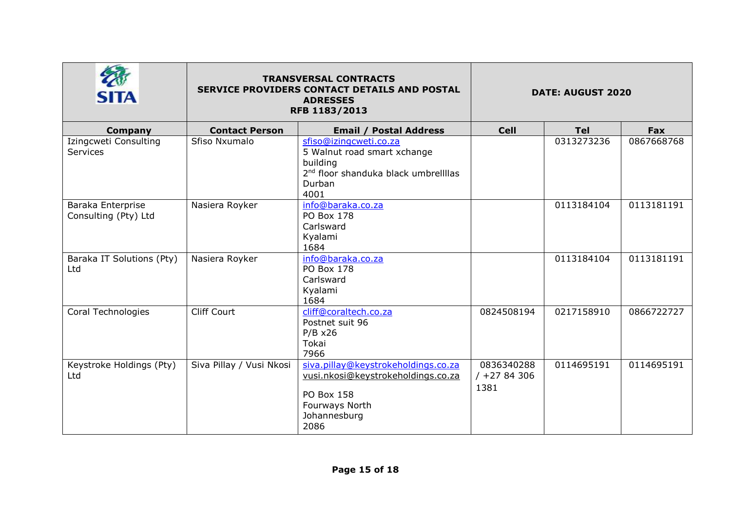| SITA | TRANSVERSAL CONTRACTS<br>SERVICE PROVIDERS CONTACT DETAILS AND POSTAL ADRESSES<br>RFB 1183/2013 | | DATE: AUGUST 2020 | | |
|---|---|---|---|---|---|
| **Company** | **Contact Person** | **Email / Postal Address** | **Cell** | **Tel** | **Fax** |
| Izingcweti Consulting Services | Sfiso Nxumalo | sfiso@izingcweti.co.za<br>5 Walnut road smart xchange building<br>2nd floor shanduka black umbrellllas<br>Durban<br>4001 | | 0313273236 | 0867668768 |
| Baraka Enterprise Consulting (Pty) Ltd | Nasiera Royker | info@baraka.co.za<br>PO Box 178<br>Carlsward<br>Kyalami<br>1684 | | 0113184104 | 0113181191 |
| Baraka IT Solutions (Pty) Ltd | Nasiera Royker | info@baraka.co.za<br>PO Box 178<br>Carlsward<br>Kyalami<br>1684 | | 0113184104 | 0113181191 |
| Coral Technologies | Cliff Court | cliff@coraltech.co.za<br>Postnet suit 96<br>P/B x26<br>Tokai<br>7966 | 0824508194 | 0217158910 | 0866722727 |
| Keystroke Holdings (Pty) Ltd | Siva Pillay / Vusi Nkosi | siva.pillay@keystrokeholdings.co.za<br>vusi.nkosi@keystrokeholdings.co.za<br><br>PO Box 158<br>Fourways North<br>Johannesburg<br>2086 | 0836340288 / +27 84 306 1381 | 0114695191 | 0114695191 |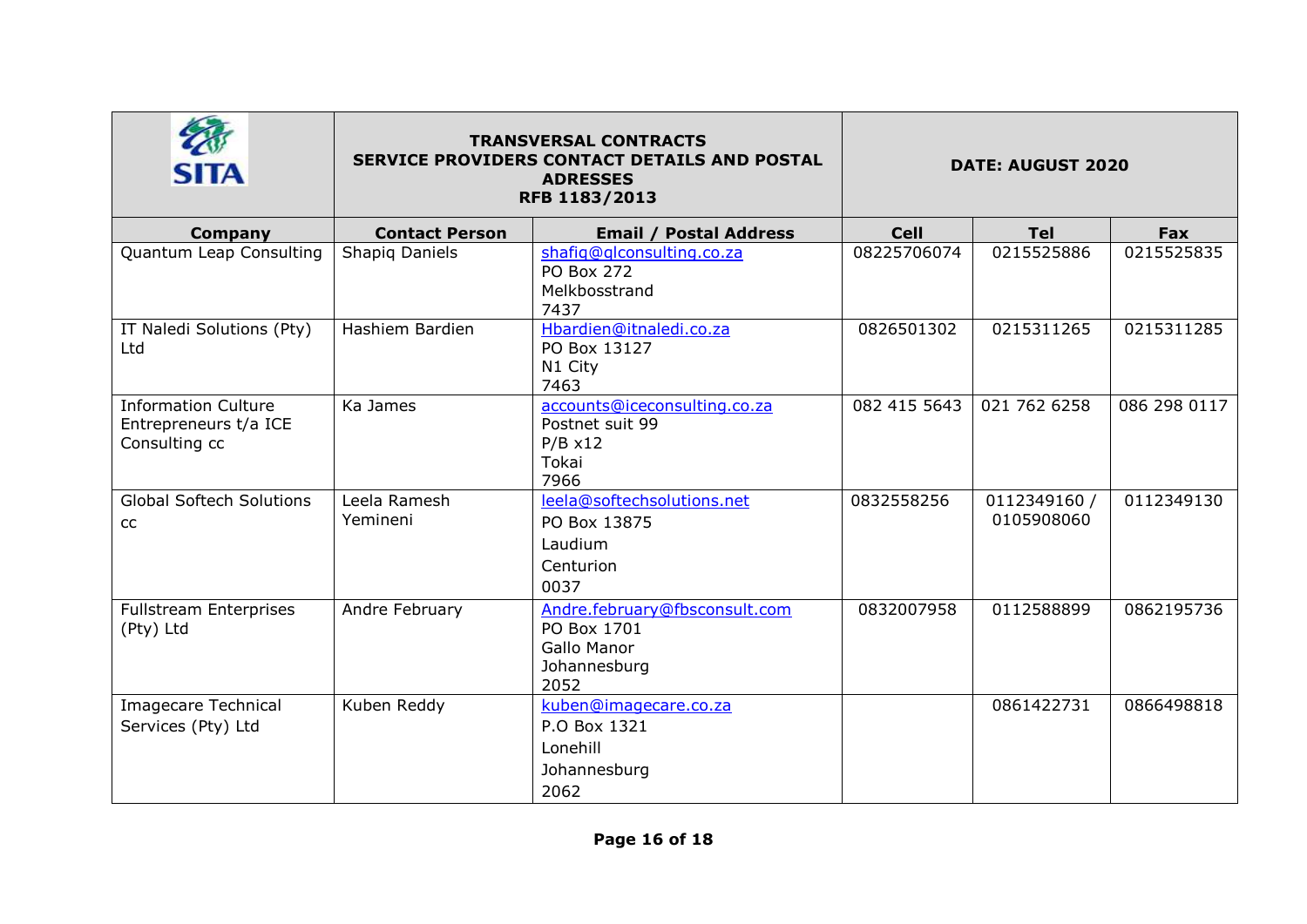| SITA | TRANSVERSAL CONTRACTS<br>SERVICE PROVIDERS CONTACT DETAILS AND POSTAL ADRESSES<br>RFB 1183/2013 | | DATE: AUGUST 2020 | | |
|---|---|---|---|---|---|
| **Company** | **Contact Person** | **Email / Postal Address** | **Cell** | **Tel** | **Fax** |
| Quantum Leap Consulting | Shapiq Daniels | shafiq@qlconsulting.co.za<br>PO Box 272<br>Melkbosstrand<br>7437 | 08225706074 | 0215525886 | 0215525835 |
| IT Naledi Solutions (Pty) Ltd | Hashiem Bardien | Hbardien@itnaledi.co.za<br>PO Box 13127<br>N1 City<br>7463 | 0826501302 | 0215311265 | 0215311285 |
| Information Culture Entrepreneurs t/a ICE Consulting cc | Ka James | accounts@iceconsulting.co.za<br>Postnet suit 99<br>P/B x12<br>Tokai<br>7966 | 082 415 5643 | 021 762 6258 | 086 298 0117 |
| Global Softech Solutions cc | Leela Ramesh Yemineni | leela@softechsolutions.net<br>PO Box 13875<br>Laudium<br>Centurion<br>0037 | 0832558256 | 0112349160 / 0105908060 | 0112349130 |
| Fullstream Enterprises (Pty) Ltd | Andre February | Andre.february@fbsconsult.com<br>PO Box 1701<br>Gallo Manor<br>Johannesburg<br>2052 | 0832007958 | 0112588899 | 0862195736 |
| Imagecare Technical Services (Pty) Ltd | Kuben Reddy | kuben@imagecare.co.za<br>P.O Box 1321<br>Lonehill<br>Johannesburg<br>2062 | | 0861422731 | 0866498818 |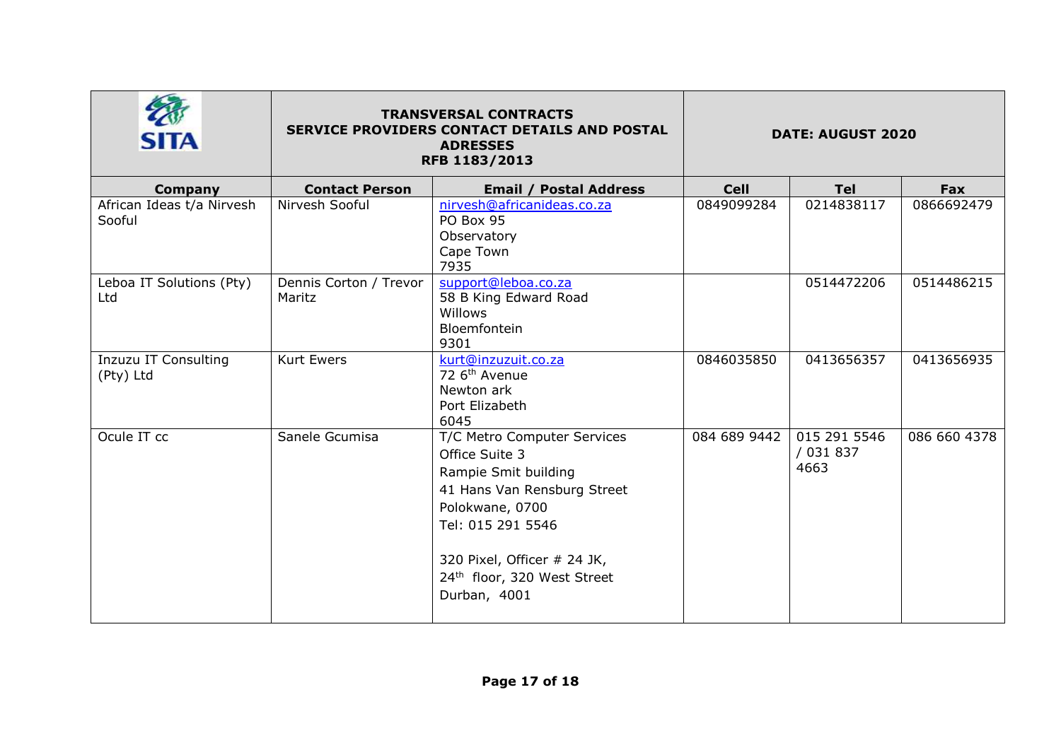| SITA | TRANSVERSAL CONTRACTS SERVICE PROVIDERS CONTACT DETAILS AND POSTAL ADRESSES RFB 1183/2013 | | DATE: AUGUST 2020 | | |
|---|---|---|---|---|---|
| **Company** | **Contact Person** | **Email / Postal Address** | **Cell** | **Tel** | **Fax** |
| African Ideas t/a Nirvesh Sooful | Nirvesh Sooful | nirvesh@africanideas.co.za<br>PO Box 95<br>Observatory<br>Cape Town<br>7935 | 0849099284 | 0214838117 | 0866692479 |
| Leboa IT Solutions (Pty) Ltd | Dennis Corton / Trevor Maritz | support@leboa.co.za<br>58 B King Edward Road<br>Willows<br>Bloemfontein<br>9301 | | 0514472206 | 0514486215 |
| Inzuzu IT Consulting (Pty) Ltd | Kurt Ewers | kurt@inzuzuit.co.za<br>72 6th Avenue<br>Newton ark<br>Port Elizabeth<br>6045 | 0846035850 | 0413656357 | 0413656935 |
| Ocule IT cc | Sanele Gcumisa | T/C Metro Computer Services<br>Office Suite 3<br>Rampie Smit building<br>41 Hans Van Rensburg Street<br>Polokwane, 0700<br>Tel: 015 291 5546<br><br>320 Pixel, Officer # 24 JK,<br>24th floor, 320 West Street<br>Durban, 4001 | 084 689 9442 | 015 291 5546 / 031 837 4663 | 086 660 4378 |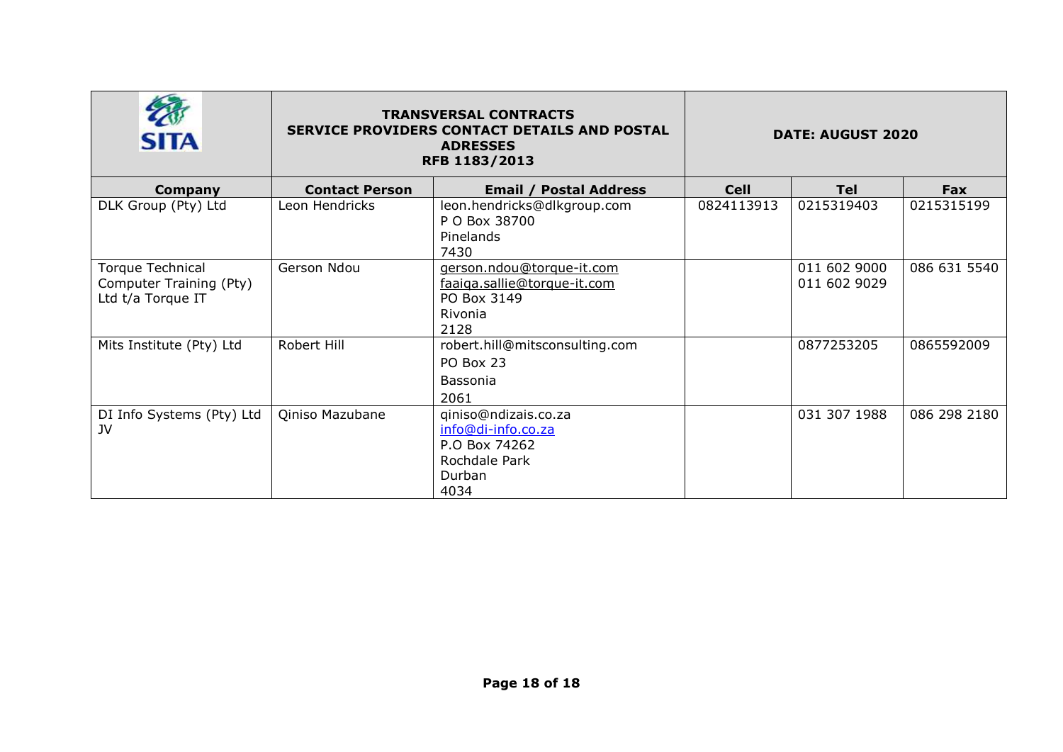| SITA | TRANSVERSAL CONTRACTS<br>SERVICE PROVIDERS CONTACT DETAILS AND POSTAL ADRESSES<br>RFB 1183/2013 | | DATE: AUGUST 2020 | | |
|---|---|---|---|---|---|
| **Company** | **Contact Person** | **Email / Postal Address** | **Cell** | **Tel** | **Fax** |
| DLK Group (Pty) Ltd | Leon Hendricks | leon.hendricks@dlkgroup.com<br>P O Box 38700<br>Pinelands<br>7430 | 0824113913 | 0215319403 | 0215315199 |
| Torque Technical Computer Training (Pty) Ltd t/a Torque IT | Gerson Ndou | gerson.ndou@torque-it.com<br>faaiqa.sallie@torque-it.com<br>PO Box 3149<br>Rivonia<br>2128 | | 011 602 9000<br>011 602 9029 | 086 631 5540 |
| Mits Institute (Pty) Ltd | Robert Hill | robert.hill@mitsconsulting.com<br>PO Box 23<br>Bassonia<br>2061 | | 0877253205 | 0865592009 |
| DI Info Systems (Pty) Ltd JV | Qiniso Mazubane | qiniso@ndizais.co.za<br>info@di-info.co.za<br>P.O Box 74262<br>Rochdale Park<br>Durban<br>4034 | | 031 307 1988 | 086 298 2180 |